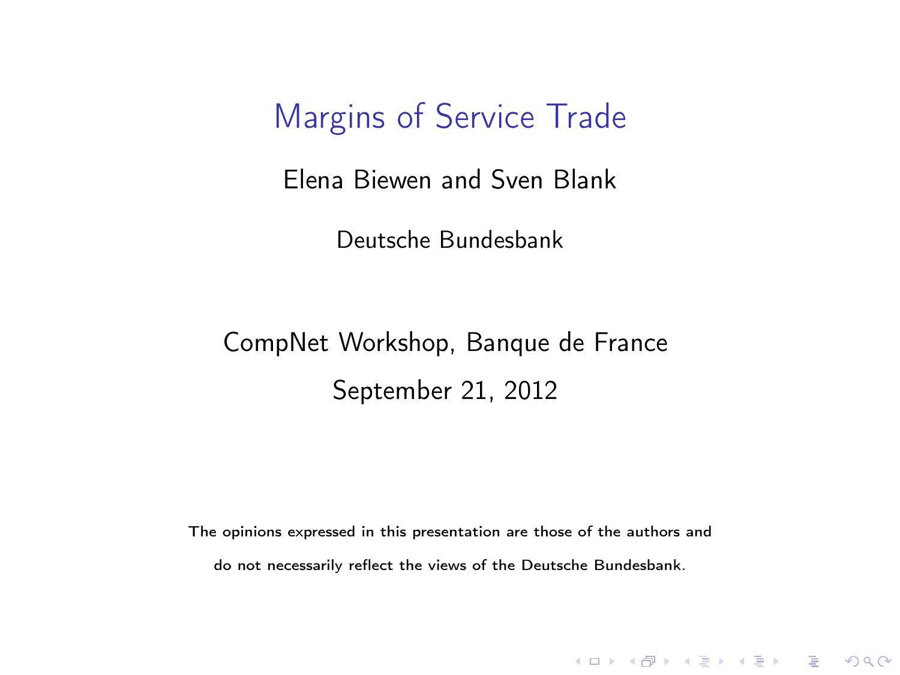# Margins of Service Trade

Elena Biewen and Sven Blank

Deutsche Bundesbank

CompNet Workshop, Banque de France

September 21, 2012

The opinions expressed in this presentation are those of the authors and do not necessarily reflect the views of the Deutsche Bundesbank.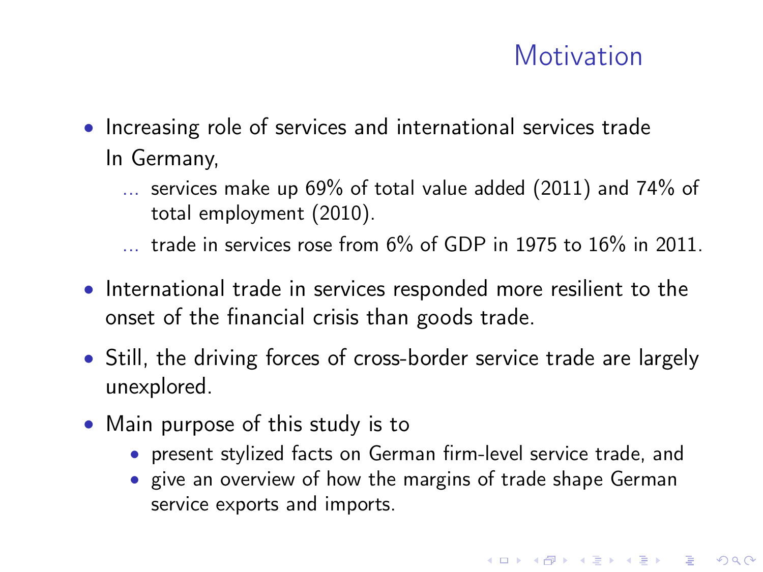# Motivation

- Increasing role of services and international services trade
  In Germany,
  - … services make up 69% of total value added (2011) and 74% of total employment (2010).
  - … trade in services rose from 6% of GDP in 1975 to 16% in 2011.
- International trade in services responded more resilient to the onset of the financial crisis than goods trade.
- Still, the driving forces of cross-border service trade are largely unexplored.
- Main purpose of this study is to
  - present stylized facts on German firm-level service trade, and
  - give an overview of how the margins of trade shape German service exports and imports.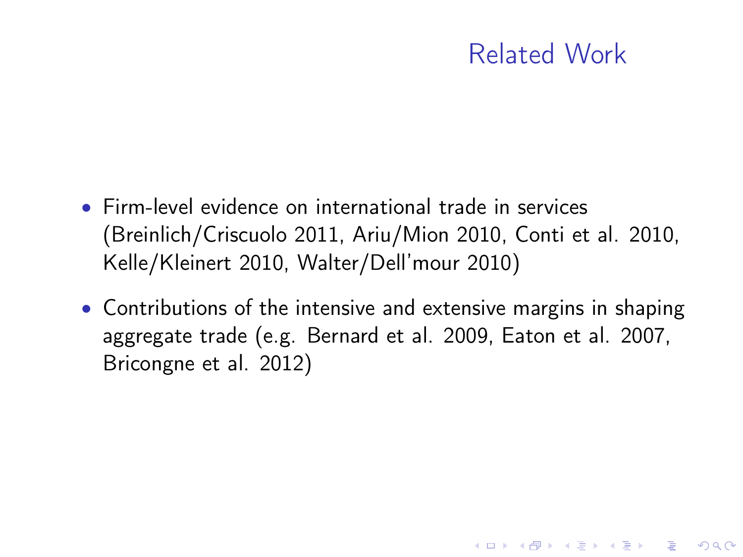## Related Work

- Firm-level evidence on international trade in services (Breinlich/Criscuolo 2011, Ariu/Mion 2010, Conti et al. 2010, Kelle/Kleinert 2010, Walter/Dell'mour 2010)
- Contributions of the intensive and extensive margins in shaping aggregate trade (e.g. Bernard et al. 2009, Eaton et al. 2007, Bricongne et al. 2012)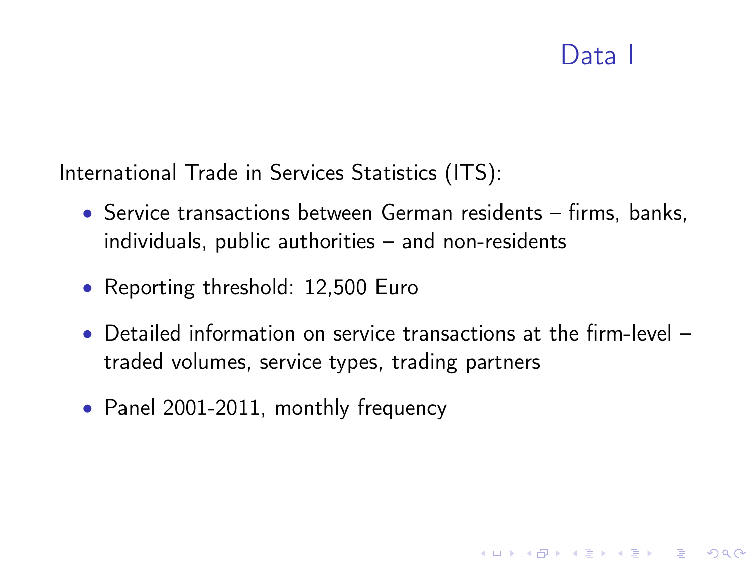# Data I

International Trade in Services Statistics (ITS):

- Service transactions between German residents – firms, banks, individuals, public authorities – and non-residents
- Reporting threshold: 12,500 Euro
- Detailed information on service transactions at the firm-level – traded volumes, service types, trading partners
- Panel 2001-2011, monthly frequency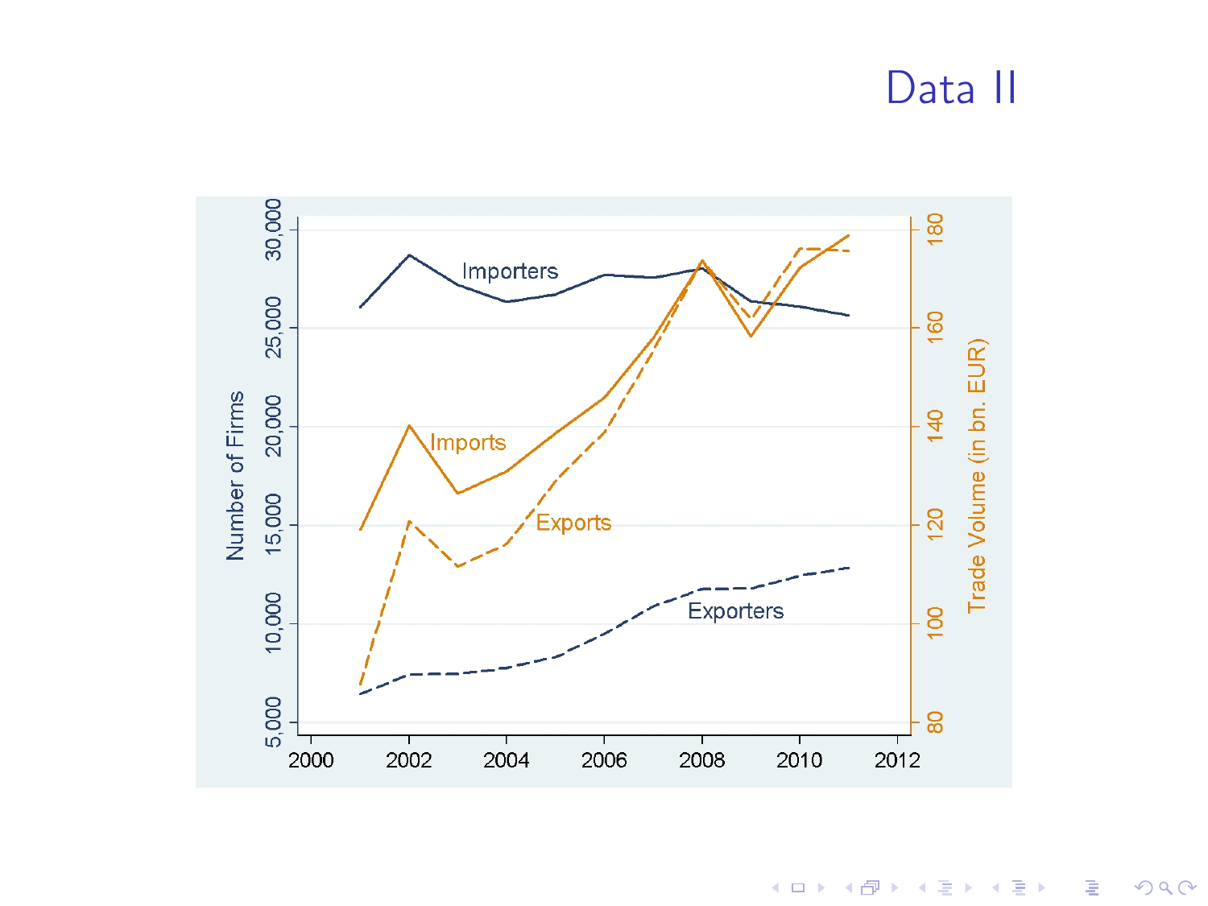# Data II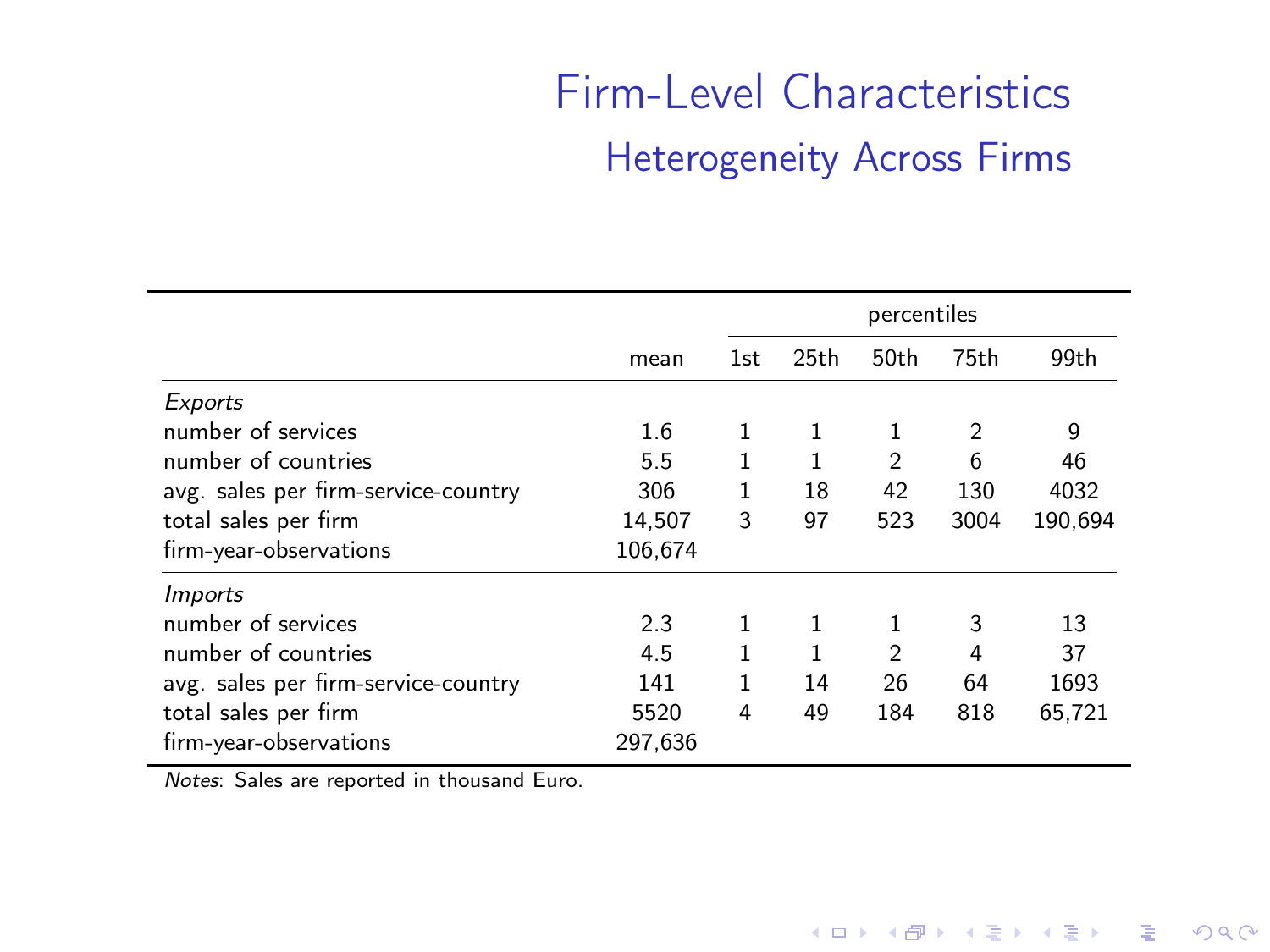# Firm-Level Characteristics

## Heterogeneity Across Firms

| | mean | percentiles | | | | |
|---|---|---|---|---|---|---|
| | | 1st | 25th | 50th | 75th | 99th |
| *Exports* | | | | | | |
| number of services | 1.6 | 1 | 1 | 1 | 2 | 9 |
| number of countries | 5.5 | 1 | 1 | 2 | 6 | 46 |
| avg. sales per firm-service-country | 306 | 1 | 18 | 42 | 130 | 4032 |
| total sales per firm | 14,507 | 3 | 97 | 523 | 3004 | 190,694 |
| firm-year-observations | 106,674 | | | | | |
| *Imports* | | | | | | |
| number of services | 2.3 | 1 | 1 | 1 | 3 | 13 |
| number of countries | 4.5 | 1 | 1 | 2 | 4 | 37 |
| avg. sales per firm-service-country | 141 | 1 | 14 | 26 | 64 | 1693 |
| total sales per firm | 5520 | 4 | 49 | 184 | 818 | 65,721 |
| firm-year-observations | 297,636 | | | | | |

*Notes*: Sales are reported in thousand Euro.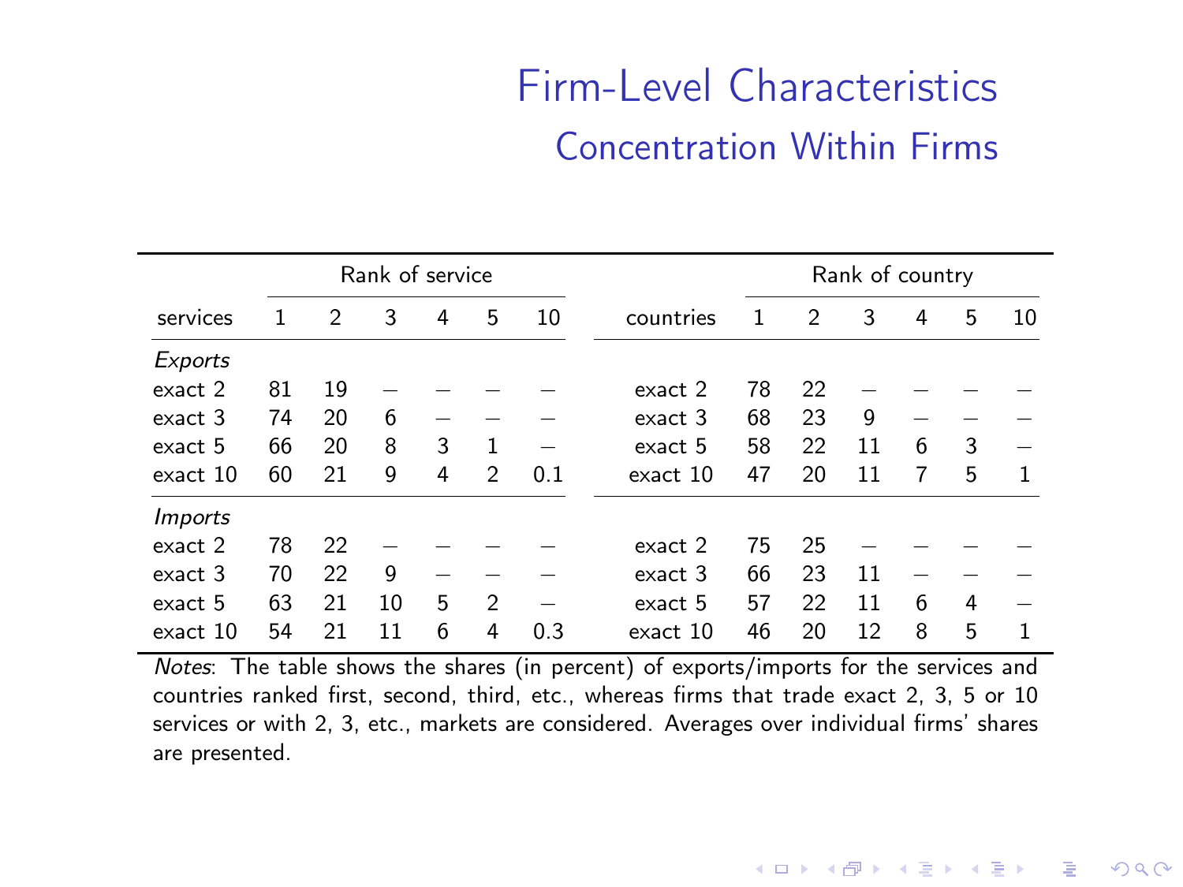# Firm-Level Characteristics

## Concentration Within Firms

| services | Rank of service 1 | 2 | 3 | 4 | 5 | 10 | countries | Rank of country 1 | 2 | 3 | 4 | 5 | 10 |
|---|---|---|---|---|---|---|---|---|---|---|---|---|---|
| *Exports* | | | | | | | | | | | | | |
| exact 2 | 81 | 19 | – | – | – | – | exact 2 | 78 | 22 | – | – | – | – |
| exact 3 | 74 | 20 | 6 | – | – | – | exact 3 | 68 | 23 | 9 | – | – | – |
| exact 5 | 66 | 20 | 8 | 3 | 1 | – | exact 5 | 58 | 22 | 11 | 6 | 3 | – |
| exact 10 | 60 | 21 | 9 | 4 | 2 | 0.1 | exact 10 | 47 | 20 | 11 | 7 | 5 | 1 |
| *Imports* | | | | | | | | | | | | | |
| exact 2 | 78 | 22 | – | – | – | – | exact 2 | 75 | 25 | – | – | – | – |
| exact 3 | 70 | 22 | 9 | – | – | – | exact 3 | 66 | 23 | 11 | – | – | – |
| exact 5 | 63 | 21 | 10 | 5 | 2 | – | exact 5 | 57 | 22 | 11 | 6 | 4 | – |
| exact 10 | 54 | 21 | 11 | 6 | 4 | 0.3 | exact 10 | 46 | 20 | 12 | 8 | 5 | 1 |

*Notes*: The table shows the shares (in percent) of exports/imports for the services and countries ranked first, second, third, etc., whereas firms that trade exact 2, 3, 5 or 10 services or with 2, 3, etc., markets are considered. Averages over individual firms' shares are presented.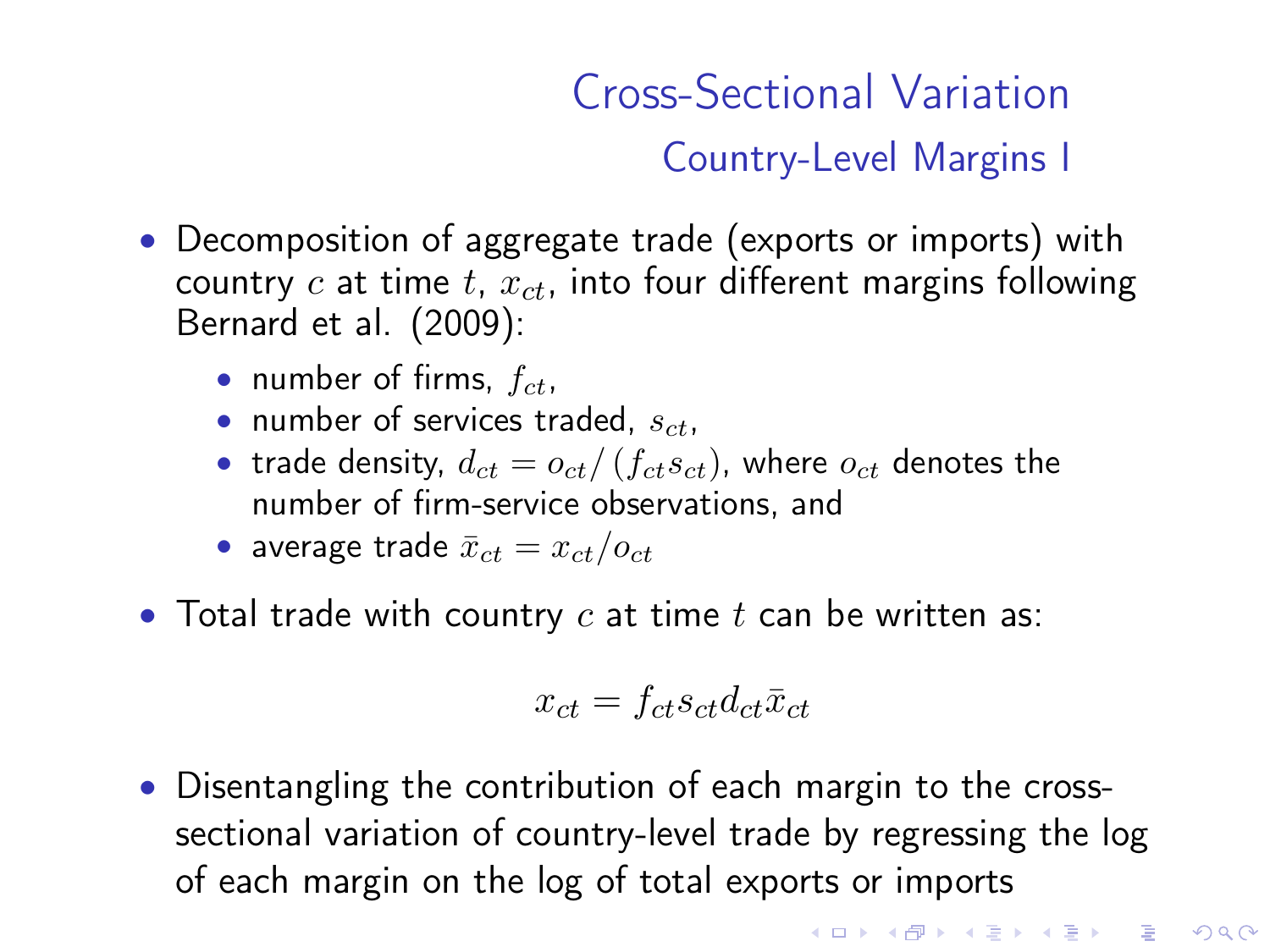# Cross-Sectional Variation

## Country-Level Margins I

- Decomposition of aggregate trade (exports or imports) with country $c$ at time $t$, $x_{ct}$, into four different margins following Bernard et al. (2009):
  - number of firms, $f_{ct}$,
  - number of services traded, $s_{ct}$,
  - trade density, $d_{ct} = o_{ct} / (f_{ct} s_{ct})$, where $o_{ct}$ denotes the number of firm-service observations, and
  - average trade $\bar{x}_{ct} = x_{ct}/o_{ct}$
- Total trade with country $c$ at time $t$ can be written as:

$$x_{ct} = f_{ct} s_{ct} d_{ct} \bar{x}_{ct}$$

- Disentangling the contribution of each margin to the cross-sectional variation of country-level trade by regressing the log of each margin on the log of total exports or imports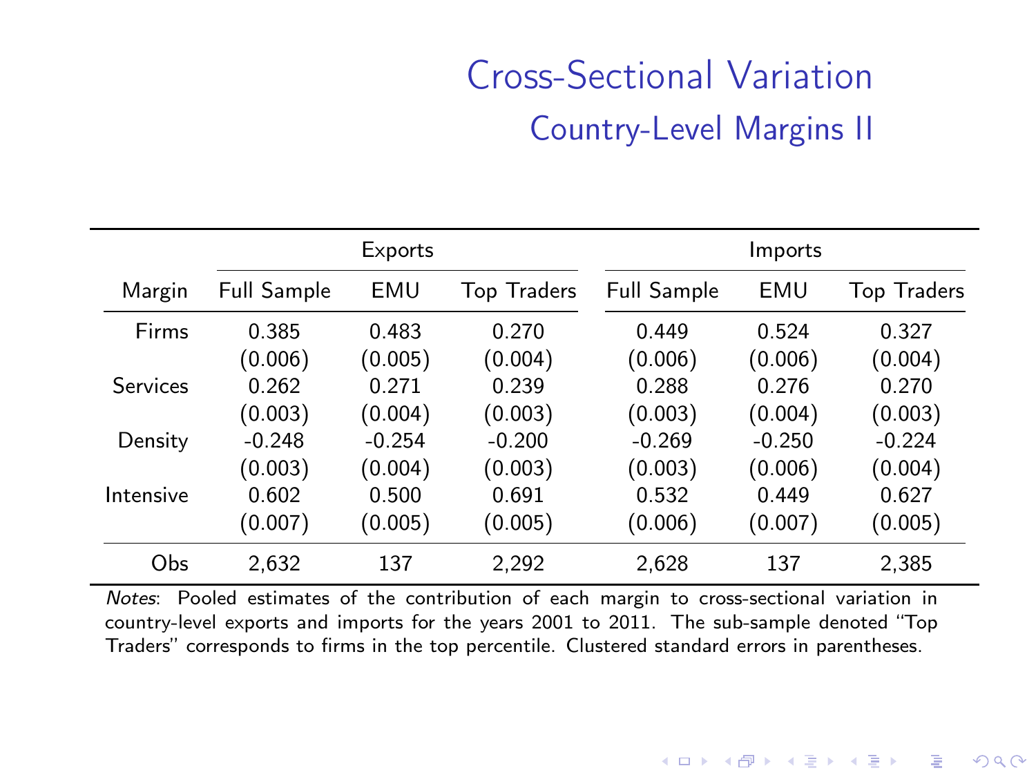# Cross-Sectional Variation

## Country-Level Margins II

| | Exports | | | Imports | | |
|---|---|---|---|---|---|---|
| Margin | Full Sample | EMU | Top Traders | Full Sample | EMU | Top Traders |
| Firms | 0.385 | 0.483 | 0.270 | 0.449 | 0.524 | 0.327 |
| | (0.006) | (0.005) | (0.004) | (0.006) | (0.006) | (0.004) |
| Services | 0.262 | 0.271 | 0.239 | 0.288 | 0.276 | 0.270 |
| | (0.003) | (0.004) | (0.003) | (0.003) | (0.004) | (0.003) |
| Density | -0.248 | -0.254 | -0.200 | -0.269 | -0.250 | -0.224 |
| | (0.003) | (0.004) | (0.003) | (0.003) | (0.006) | (0.004) |
| Intensive | 0.602 | 0.500 | 0.691 | 0.532 | 0.449 | 0.627 |
| | (0.007) | (0.005) | (0.005) | (0.006) | (0.007) | (0.005) |
| Obs | 2,632 | 137 | 2,292 | 2,628 | 137 | 2,385 |

*Notes*: Pooled estimates of the contribution of each margin to cross-sectional variation in country-level exports and imports for the years 2001 to 2011. The sub-sample denoted "Top Traders" corresponds to firms in the top percentile. Clustered standard errors in parentheses.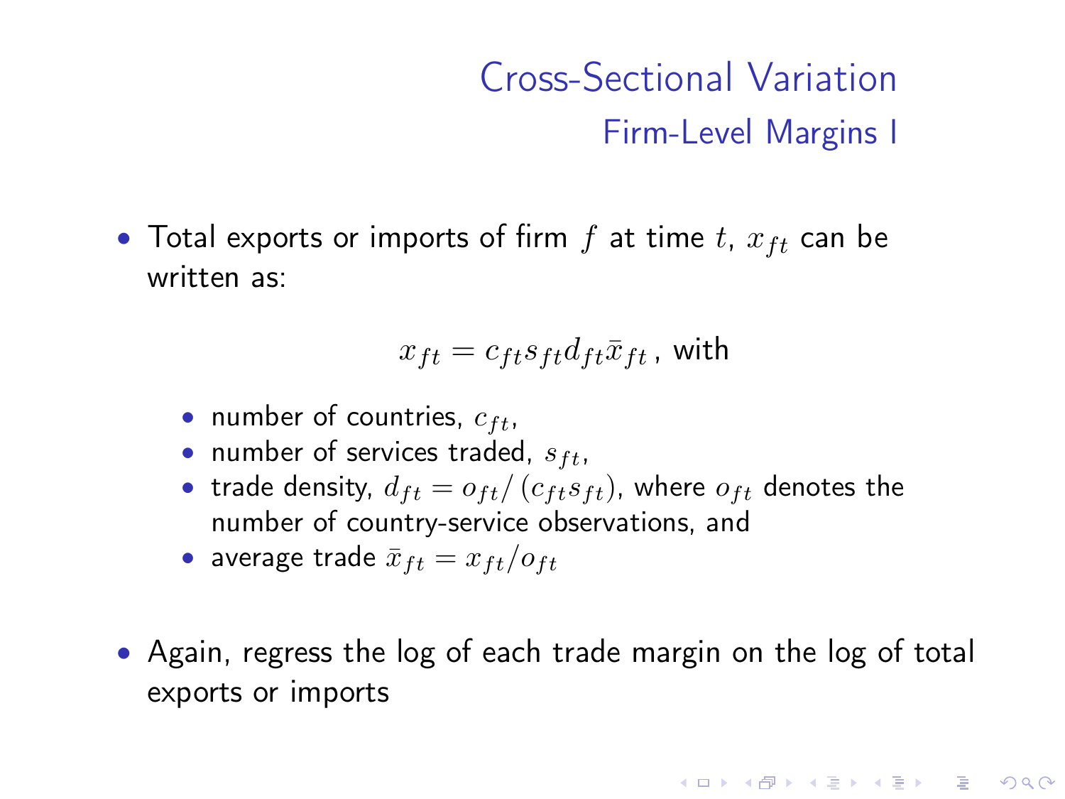# Cross-Sectional Variation

## Firm-Level Margins I

- Total exports or imports of firm $f$ at time $t$, $x_{ft}$ can be written as:

$$x_{ft} = c_{ft} s_{ft} d_{ft} \bar{x}_{ft} \text{, with}$$

  - number of countries, $c_{ft}$,
  - number of services traded, $s_{ft}$,
  - trade density, $d_{ft} = o_{ft} / (c_{ft} s_{ft})$, where $o_{ft}$ denotes the number of country-service observations, and
  - average trade $\bar{x}_{ft} = x_{ft} / o_{ft}$

- Again, regress the log of each trade margin on the log of total exports or imports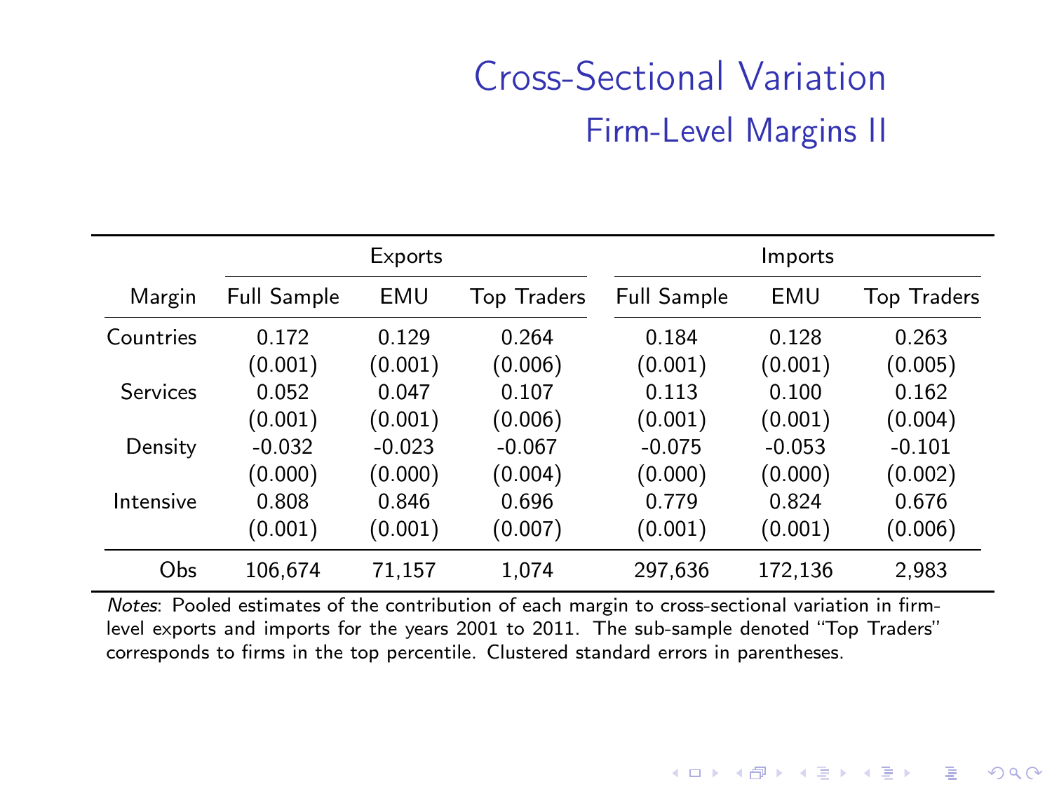# Cross-Sectional Variation

## Firm-Level Margins II

| | Exports | | | Imports | | |
|---|---|---|---|---|---|---|
| Margin | Full Sample | EMU | Top Traders | Full Sample | EMU | Top Traders |
| Countries | 0.172 | 0.129 | 0.264 | 0.184 | 0.128 | 0.263 |
| | (0.001) | (0.001) | (0.006) | (0.001) | (0.001) | (0.005) |
| Services | 0.052 | 0.047 | 0.107 | 0.113 | 0.100 | 0.162 |
| | (0.001) | (0.001) | (0.006) | (0.001) | (0.001) | (0.004) |
| Density | -0.032 | -0.023 | -0.067 | -0.075 | -0.053 | -0.101 |
| | (0.000) | (0.000) | (0.004) | (0.000) | (0.000) | (0.002) |
| Intensive | 0.808 | 0.846 | 0.696 | 0.779 | 0.824 | 0.676 |
| | (0.001) | (0.001) | (0.007) | (0.001) | (0.001) | (0.006) |
| Obs | 106,674 | 71,157 | 1,074 | 297,636 | 172,136 | 2,983 |

*Notes*: Pooled estimates of the contribution of each margin to cross-sectional variation in firm-level exports and imports for the years 2001 to 2011. The sub-sample denoted "Top Traders" corresponds to firms in the top percentile. Clustered standard errors in parentheses.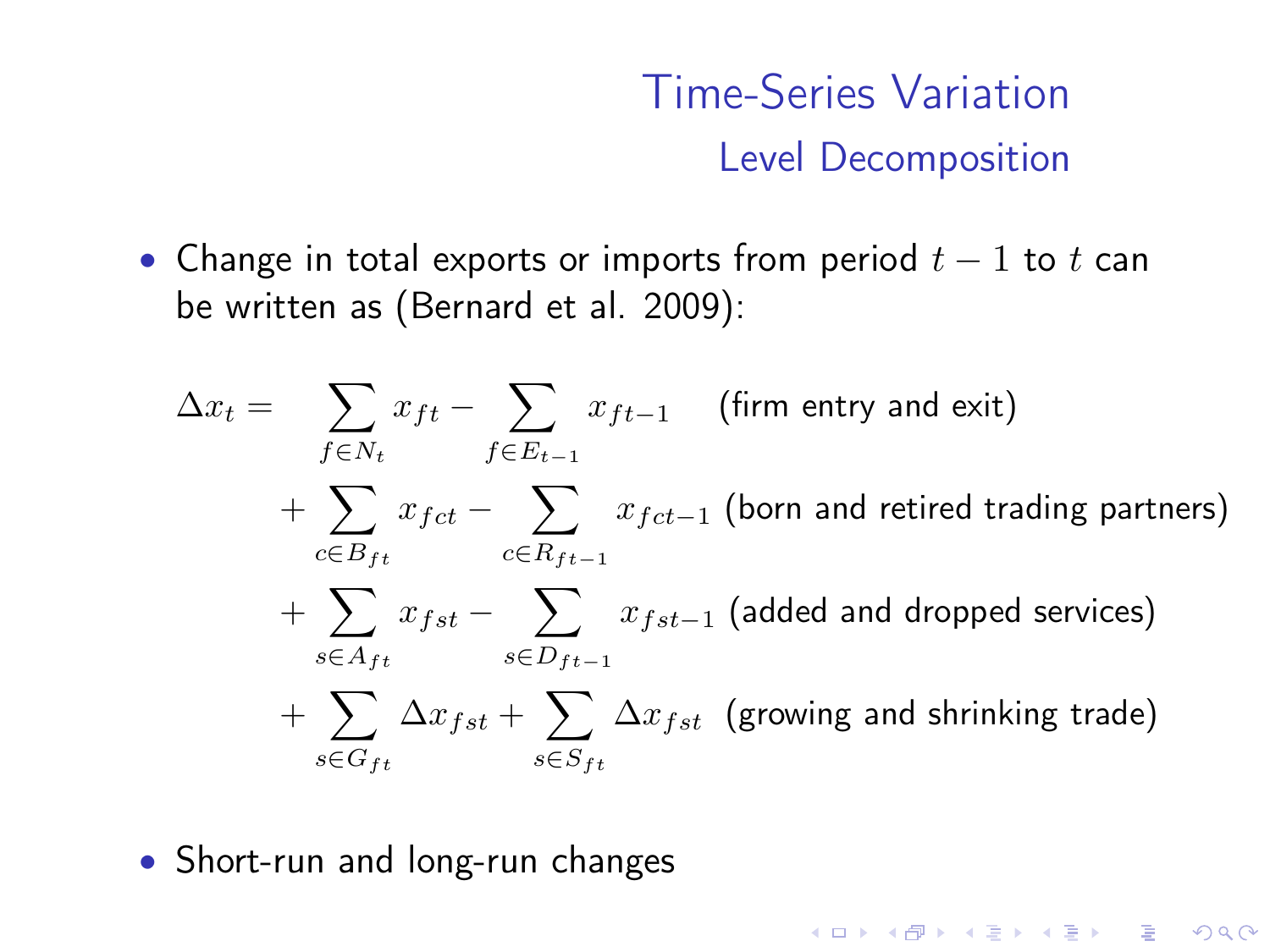# Time-Series Variation

## Level Decomposition

- Change in total exports or imports from period $t-1$ to $t$ can be written as (Bernard et al. 2009):

$$
\begin{aligned}
\Delta x_t = \quad & \sum_{f \in N_t} x_{ft} - \sum_{f \in E_{t-1}} x_{ft-1} \quad \text{(firm entry and exit)} \\
& + \sum_{c \in B_{ft}} x_{fct} - \sum_{c \in R_{ft-1}} x_{fct-1} \ \text{(born and retired trading partners)} \\
& + \sum_{s \in A_{ft}} x_{fst} - \sum_{s \in D_{ft-1}} x_{fst-1} \ \text{(added and dropped services)} \\
& + \sum_{s \in G_{ft}} \Delta x_{fst} + \sum_{s \in S_{ft}} \Delta x_{fst} \ \ \text{(growing and shrinking trade)}
\end{aligned}
$$

- Short-run and long-run changes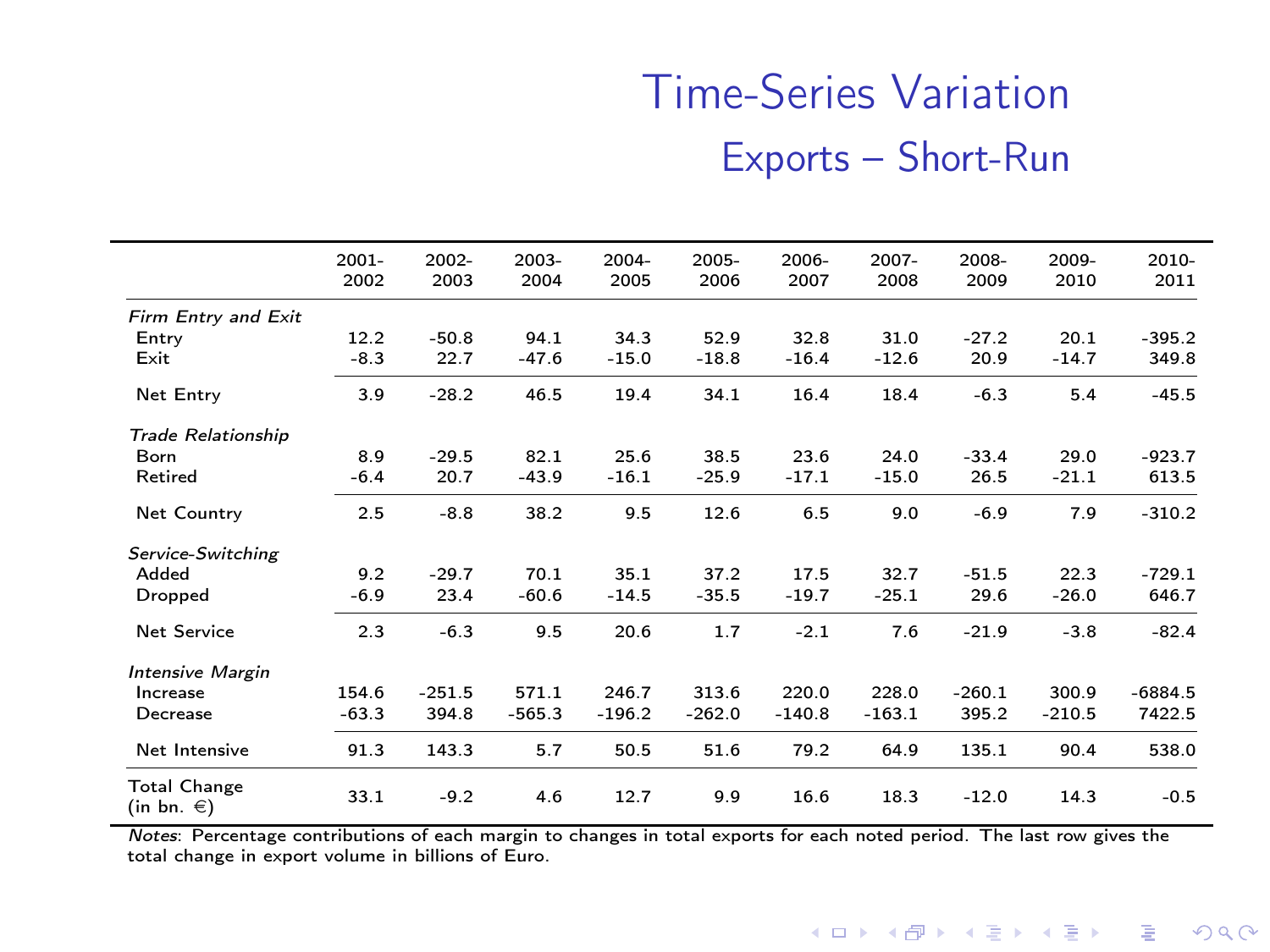# Time-Series Variation

## Exports – Short-Run

| | 2001-2002 | 2002-2003 | 2003-2004 | 2004-2005 | 2005-2006 | 2006-2007 | 2007-2008 | 2008-2009 | 2009-2010 | 2010-2011 |
|---|---|---|---|---|---|---|---|---|---|---|
| *Firm Entry and Exit* | | | | | | | | | | |
| Entry | 12.2 | -50.8 | 94.1 | 34.3 | 52.9 | 32.8 | 31.0 | -27.2 | 20.1 | -395.2 |
| Exit | -8.3 | 22.7 | -47.6 | -15.0 | -18.8 | -16.4 | -12.6 | 20.9 | -14.7 | 349.8 |
| Net Entry | 3.9 | -28.2 | 46.5 | 19.4 | 34.1 | 16.4 | 18.4 | -6.3 | 5.4 | -45.5 |
| *Trade Relationship* | | | | | | | | | | |
| Born | 8.9 | -29.5 | 82.1 | 25.6 | 38.5 | 23.6 | 24.0 | -33.4 | 29.0 | -923.7 |
| Retired | -6.4 | 20.7 | -43.9 | -16.1 | -25.9 | -17.1 | -15.0 | 26.5 | -21.1 | 613.5 |
| Net Country | 2.5 | -8.8 | 38.2 | 9.5 | 12.6 | 6.5 | 9.0 | -6.9 | 7.9 | -310.2 |
| *Service-Switching* | | | | | | | | | | |
| Added | 9.2 | -29.7 | 70.1 | 35.1 | 37.2 | 17.5 | 32.7 | -51.5 | 22.3 | -729.1 |
| Dropped | -6.9 | 23.4 | -60.6 | -14.5 | -35.5 | -19.7 | -25.1 | 29.6 | -26.0 | 646.7 |
| Net Service | 2.3 | -6.3 | 9.5 | 20.6 | 1.7 | -2.1 | 7.6 | -21.9 | -3.8 | -82.4 |
| *Intensive Margin* | | | | | | | | | | |
| Increase | 154.6 | -251.5 | 571.1 | 246.7 | 313.6 | 220.0 | 228.0 | -260.1 | 300.9 | -6884.5 |
| Decrease | -63.3 | 394.8 | -565.3 | -196.2 | -262.0 | -140.8 | -163.1 | 395.2 | -210.5 | 7422.5 |
| Net Intensive | 91.3 | 143.3 | 5.7 | 50.5 | 51.6 | 79.2 | 64.9 | 135.1 | 90.4 | 538.0 |
| Total Change (in bn. €) | 33.1 | -9.2 | 4.6 | 12.7 | 9.9 | 16.6 | 18.3 | -12.0 | 14.3 | -0.5 |

*Notes*: Percentage contributions of each margin to changes in total exports for each noted period. The last row gives the total change in export volume in billions of Euro.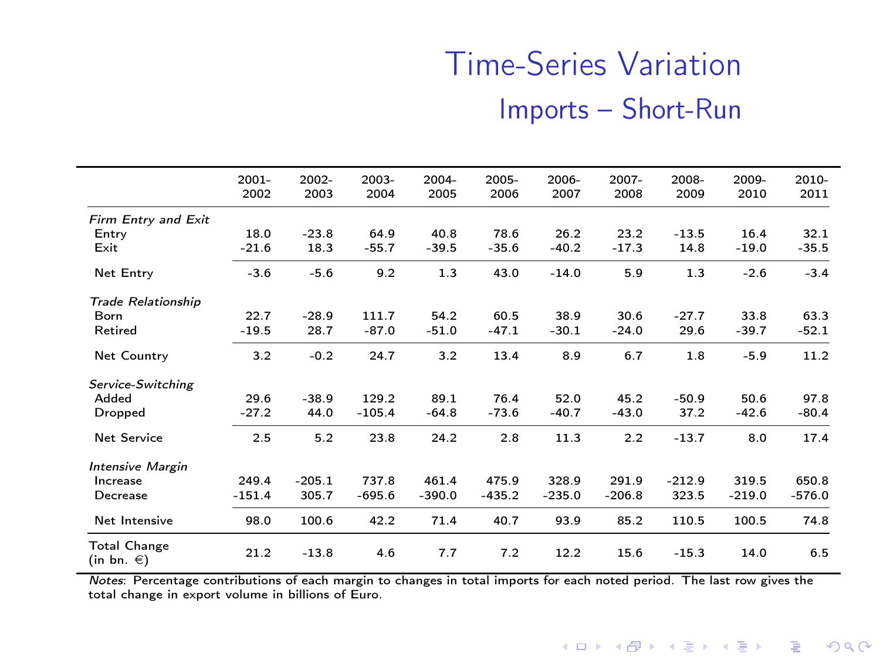# Time-Series Variation

## Imports – Short-Run

| | 2001-2002 | 2002-2003 | 2003-2004 | 2004-2005 | 2005-2006 | 2006-2007 | 2007-2008 | 2008-2009 | 2009-2010 | 2010-2011 |
|---|---|---|---|---|---|---|---|---|---|---|
| *Firm Entry and Exit* | | | | | | | | | | |
| Entry | 18.0 | -23.8 | 64.9 | 40.8 | 78.6 | 26.2 | 23.2 | -13.5 | 16.4 | 32.1 |
| Exit | -21.6 | 18.3 | -55.7 | -39.5 | -35.6 | -40.2 | -17.3 | 14.8 | -19.0 | -35.5 |
| Net Entry | -3.6 | -5.6 | 9.2 | 1.3 | 43.0 | -14.0 | 5.9 | 1.3 | -2.6 | -3.4 |
| *Trade Relationship* | | | | | | | | | | |
| Born | 22.7 | -28.9 | 111.7 | 54.2 | 60.5 | 38.9 | 30.6 | -27.7 | 33.8 | 63.3 |
| Retired | -19.5 | 28.7 | -87.0 | -51.0 | -47.1 | -30.1 | -24.0 | 29.6 | -39.7 | -52.1 |
| Net Country | 3.2 | -0.2 | 24.7 | 3.2 | 13.4 | 8.9 | 6.7 | 1.8 | -5.9 | 11.2 |
| *Service-Switching* | | | | | | | | | | |
| Added | 29.6 | -38.9 | 129.2 | 89.1 | 76.4 | 52.0 | 45.2 | -50.9 | 50.6 | 97.8 |
| Dropped | -27.2 | 44.0 | -105.4 | -64.8 | -73.6 | -40.7 | -43.0 | 37.2 | -42.6 | -80.4 |
| Net Service | 2.5 | 5.2 | 23.8 | 24.2 | 2.8 | 11.3 | 2.2 | -13.7 | 8.0 | 17.4 |
| *Intensive Margin* | | | | | | | | | | |
| Increase | 249.4 | -205.1 | 737.8 | 461.4 | 475.9 | 328.9 | 291.9 | -212.9 | 319.5 | 650.8 |
| Decrease | -151.4 | 305.7 | -695.6 | -390.0 | -435.2 | -235.0 | -206.8 | 323.5 | -219.0 | -576.0 |
| Net Intensive | 98.0 | 100.6 | 42.2 | 71.4 | 40.7 | 93.9 | 85.2 | 110.5 | 100.5 | 74.8 |
| Total Change (in bn. €) | 21.2 | -13.8 | 4.6 | 7.7 | 7.2 | 12.2 | 15.6 | -15.3 | 14.0 | 6.5 |

*Notes*: Percentage contributions of each margin to changes in total imports for each noted period. The last row gives the total change in export volume in billions of Euro.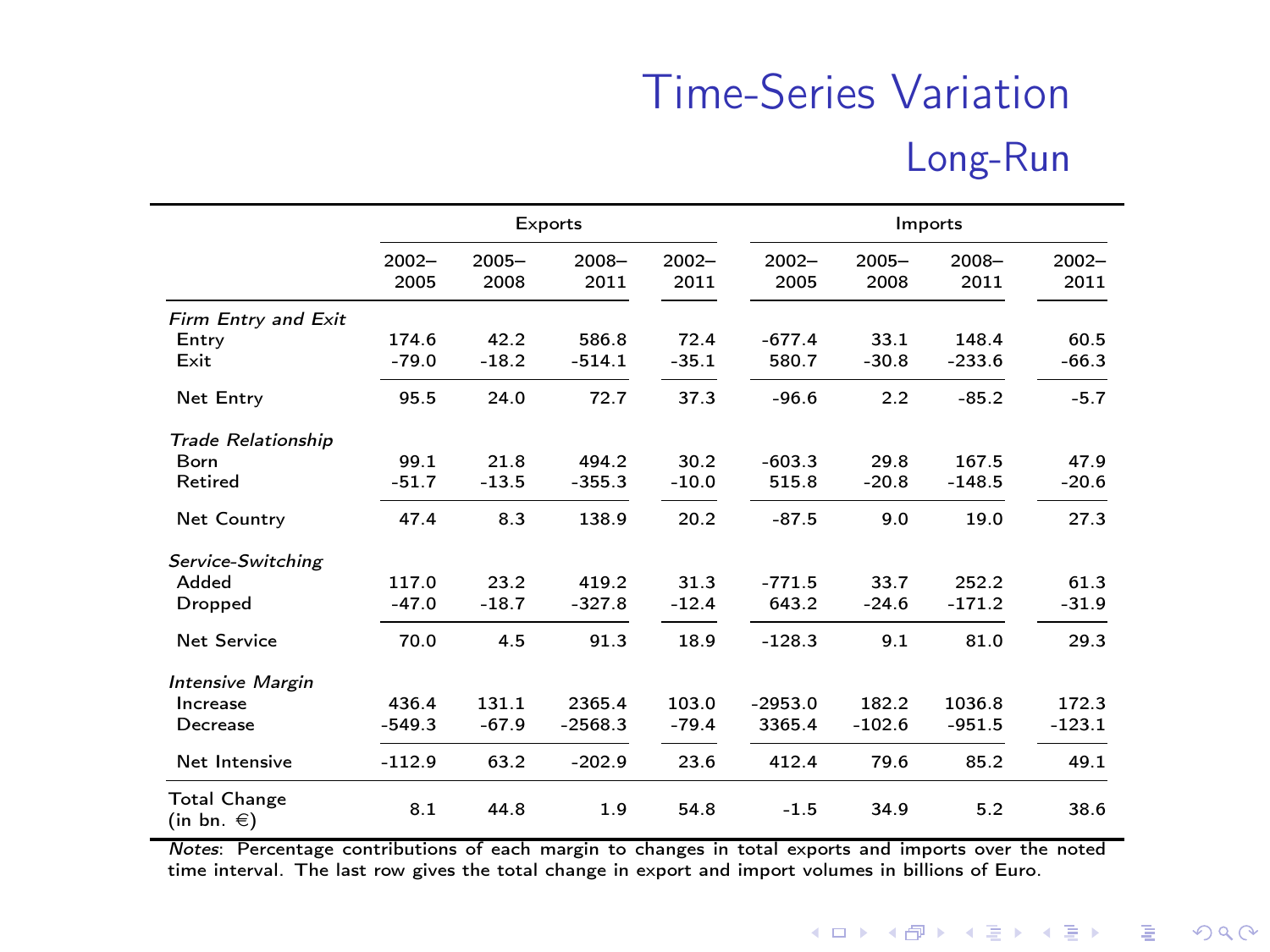# Time-Series Variation

## Long-Run

| | Exports | | | | Imports | | | |
|---|---|---|---|---|---|---|---|---|
| | 2002–2005 | 2005–2008 | 2008–2011 | 2002–2011 | 2002–2005 | 2005–2008 | 2008–2011 | 2002–2011 |
| *Firm Entry and Exit* | | | | | | | | |
| Entry | 174.6 | 42.2 | 586.8 | 72.4 | -677.4 | 33.1 | 148.4 | 60.5 |
| Exit | -79.0 | -18.2 | -514.1 | -35.1 | 580.7 | -30.8 | -233.6 | -66.3 |
| Net Entry | 95.5 | 24.0 | 72.7 | 37.3 | -96.6 | 2.2 | -85.2 | -5.7 |
| *Trade Relationship* | | | | | | | | |
| Born | 99.1 | 21.8 | 494.2 | 30.2 | -603.3 | 29.8 | 167.5 | 47.9 |
| Retired | -51.7 | -13.5 | -355.3 | -10.0 | 515.8 | -20.8 | -148.5 | -20.6 |
| Net Country | 47.4 | 8.3 | 138.9 | 20.2 | -87.5 | 9.0 | 19.0 | 27.3 |
| *Service-Switching* | | | | | | | | |
| Added | 117.0 | 23.2 | 419.2 | 31.3 | -771.5 | 33.7 | 252.2 | 61.3 |
| Dropped | -47.0 | -18.7 | -327.8 | -12.4 | 643.2 | -24.6 | -171.2 | -31.9 |
| Net Service | 70.0 | 4.5 | 91.3 | 18.9 | -128.3 | 9.1 | 81.0 | 29.3 |
| *Intensive Margin* | | | | | | | | |
| Increase | 436.4 | 131.1 | 2365.4 | 103.0 | -2953.0 | 182.2 | 1036.8 | 172.3 |
| Decrease | -549.3 | -67.9 | -2568.3 | -79.4 | 3365.4 | -102.6 | -951.5 | -123.1 |
| Net Intensive | -112.9 | 63.2 | -202.9 | 23.6 | 412.4 | 79.6 | 85.2 | 49.1 |
| Total Change (in bn. €) | 8.1 | 44.8 | 1.9 | 54.8 | -1.5 | 34.9 | 5.2 | 38.6 |

*Notes*: Percentage contributions of each margin to changes in total exports and imports over the noted time interval. The last row gives the total change in export and import volumes in billions of Euro.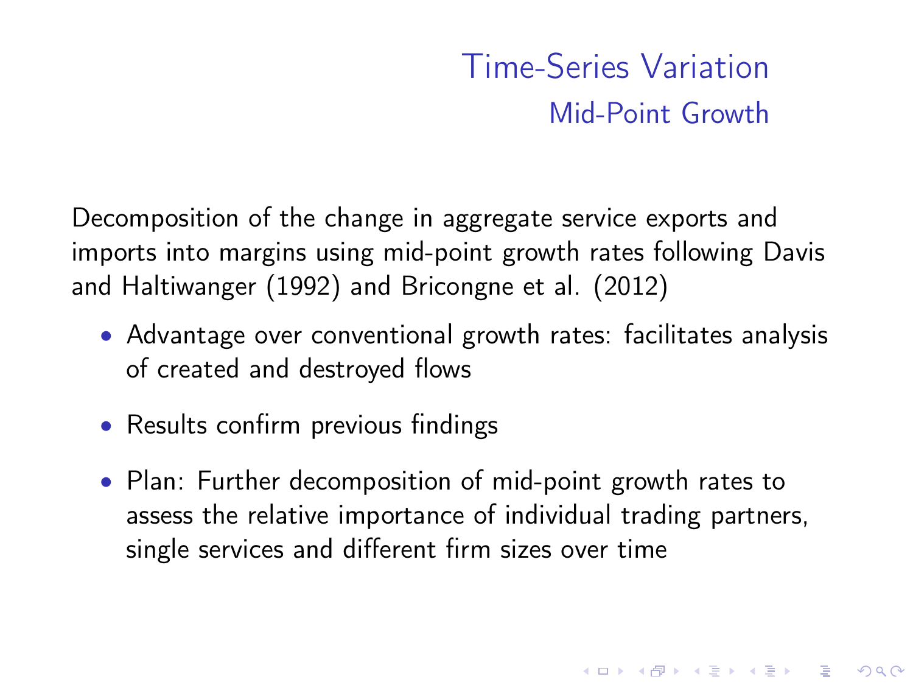# Time-Series Variation

## Mid-Point Growth

Decomposition of the change in aggregate service exports and imports into margins using mid-point growth rates following Davis and Haltiwanger (1992) and Bricongne et al. (2012)

- Advantage over conventional growth rates: facilitates analysis of created and destroyed flows
- Results confirm previous findings
- Plan: Further decomposition of mid-point growth rates to assess the relative importance of individual trading partners, single services and different firm sizes over time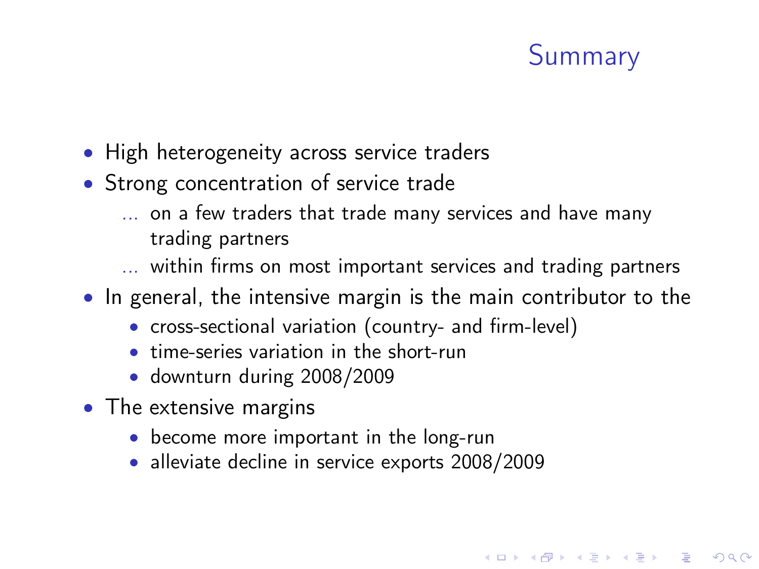# Summary

- High heterogeneity across service traders
- Strong concentration of service trade
  - ... on a few traders that trade many services and have many trading partners
  - ... within firms on most important services and trading partners
- In general, the intensive margin is the main contributor to the
  - cross-sectional variation (country- and firm-level)
  - time-series variation in the short-run
  - downturn during 2008/2009
- The extensive margins
  - become more important in the long-run
  - alleviate decline in service exports 2008/2009